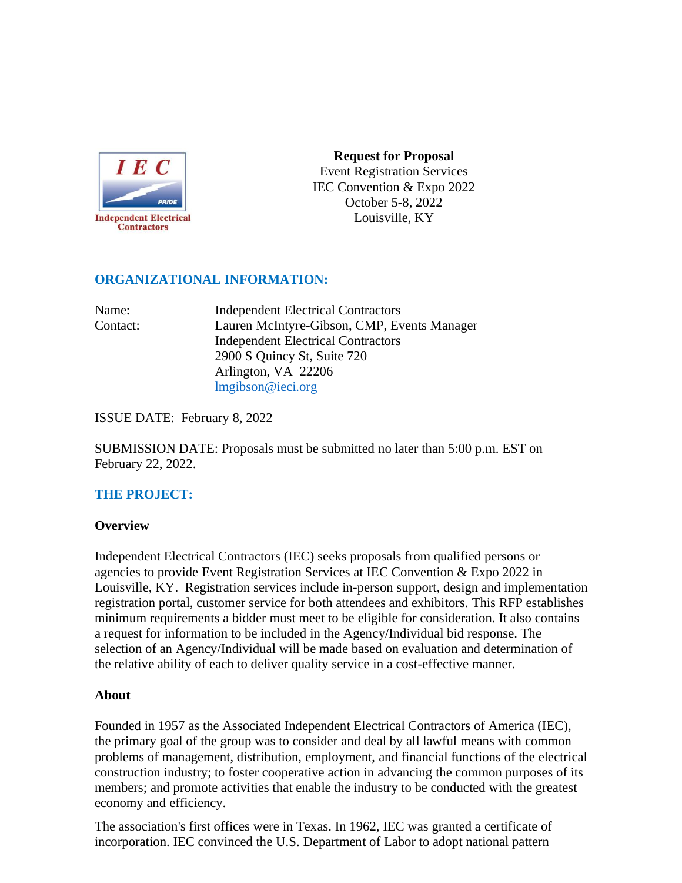**Request for Proposal**
Event Registration Services
IEC Convention & Expo 2022
October 5-8, 2022
Louisville, KY

## ORGANIZATIONAL INFORMATION:

Name: Independent Electrical Contractors

Contact: Lauren McIntyre-Gibson, CMP, Events Manager
Independent Electrical Contractors
2900 S Quincy St, Suite 720
Arlington, VA 22206
lmgibson@ieci.org

ISSUE DATE: February 8, 2022

SUBMISSION DATE: Proposals must be submitted no later than 5:00 p.m. EST on February 22, 2022.

## THE PROJECT:

### Overview

Independent Electrical Contractors (IEC) seeks proposals from qualified persons or agencies to provide Event Registration Services at IEC Convention & Expo 2022 in Louisville, KY. Registration services include in-person support, design and implementation registration portal, customer service for both attendees and exhibitors. This RFP establishes minimum requirements a bidder must meet to be eligible for consideration. It also contains a request for information to be included in the Agency/Individual bid response. The selection of an Agency/Individual will be made based on evaluation and determination of the relative ability of each to deliver quality service in a cost-effective manner.

### About

Founded in 1957 as the Associated Independent Electrical Contractors of America (IEC), the primary goal of the group was to consider and deal by all lawful means with common problems of management, distribution, employment, and financial functions of the electrical construction industry; to foster cooperative action in advancing the common purposes of its members; and promote activities that enable the industry to be conducted with the greatest economy and efficiency.

The association's first offices were in Texas. In 1962, IEC was granted a certificate of incorporation. IEC convinced the U.S. Department of Labor to adopt national pattern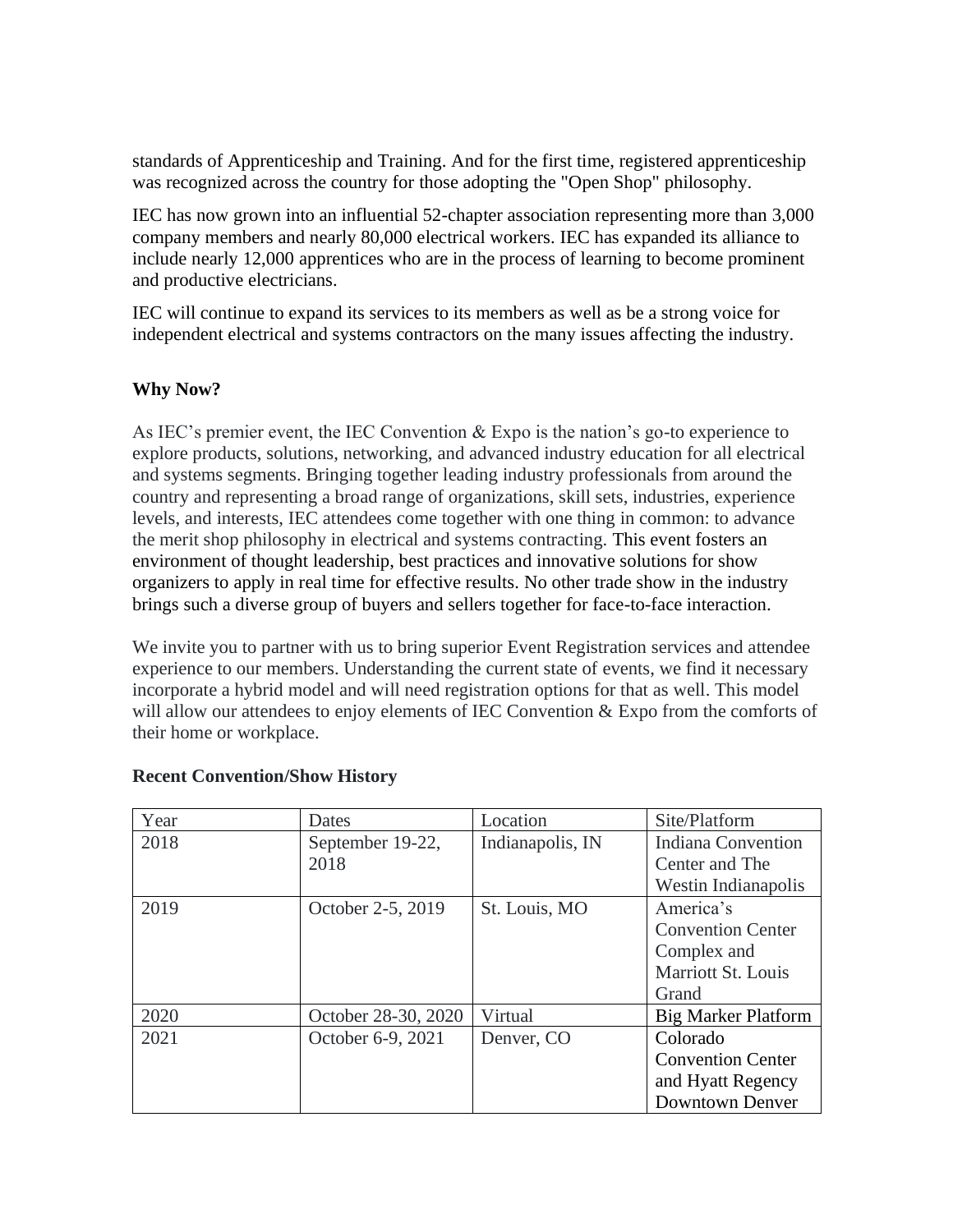standards of Apprenticeship and Training. And for the first time, registered apprenticeship was recognized across the country for those adopting the "Open Shop" philosophy.

IEC has now grown into an influential 52-chapter association representing more than 3,000 company members and nearly 80,000 electrical workers. IEC has expanded its alliance to include nearly 12,000 apprentices who are in the process of learning to become prominent and productive electricians.

IEC will continue to expand its services to its members as well as be a strong voice for independent electrical and systems contractors on the many issues affecting the industry.

**Why Now?**

As IEC's premier event, the IEC Convention & Expo is the nation's go-to experience to explore products, solutions, networking, and advanced industry education for all electrical and systems segments. Bringing together leading industry professionals from around the country and representing a broad range of organizations, skill sets, industries, experience levels, and interests, IEC attendees come together with one thing in common: to advance the merit shop philosophy in electrical and systems contracting. This event fosters an environment of thought leadership, best practices and innovative solutions for show organizers to apply in real time for effective results. No other trade show in the industry brings such a diverse group of buyers and sellers together for face-to-face interaction.

We invite you to partner with us to bring superior Event Registration services and attendee experience to our members. Understanding the current state of events, we find it necessary incorporate a hybrid model and will need registration options for that as well. This model will allow our attendees to enjoy elements of IEC Convention & Expo from the comforts of their home or workplace.

**Recent Convention/Show History**

| Year | Dates | Location | Site/Platform |
|---|---|---|---|
| 2018 | September 19-22, 2018 | Indianapolis, IN | Indiana Convention Center and The Westin Indianapolis |
| 2019 | October 2-5, 2019 | St. Louis, MO | America's Convention Center Complex and Marriott St. Louis Grand |
| 2020 | October 28-30, 2020 | Virtual | Big Marker Platform |
| 2021 | October 6-9, 2021 | Denver, CO | Colorado Convention Center and Hyatt Regency Downtown Denver |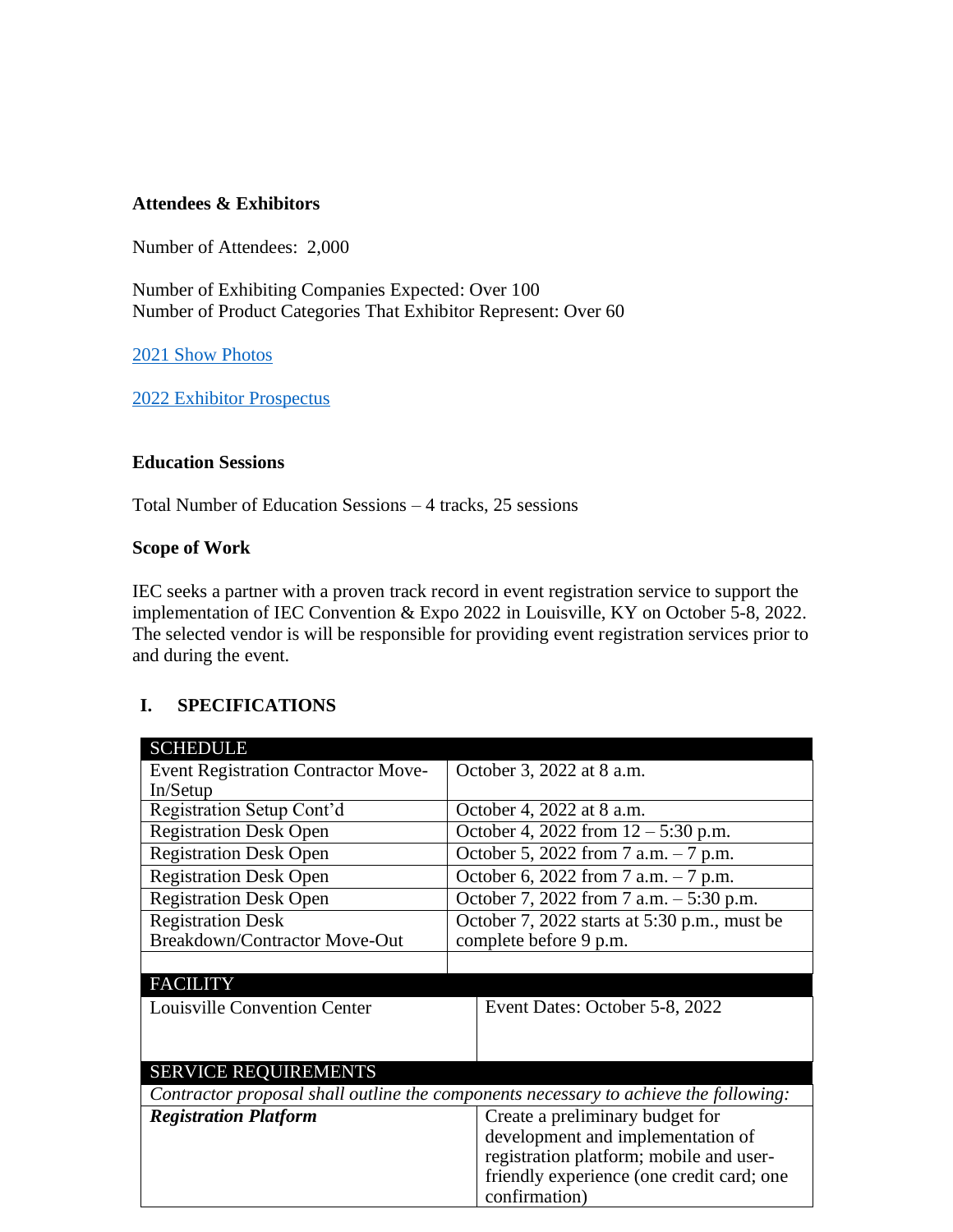**Attendees & Exhibitors**

Number of Attendees: 2,000

Number of Exhibiting Companies Expected: Over 100
Number of Product Categories That Exhibitor Represent: Over 60

2021 Show Photos

2022 Exhibitor Prospectus

**Education Sessions**

Total Number of Education Sessions – 4 tracks, 25 sessions

**Scope of Work**

IEC seeks a partner with a proven track record in event registration service to support the implementation of IEC Convention & Expo 2022 in Louisville, KY on October 5-8, 2022. The selected vendor is will be responsible for providing event registration services prior to and during the event.

## I. SPECIFICATIONS

| SCHEDULE | |
|---|---|
| Event Registration Contractor Move-In/Setup | October 3, 2022 at 8 a.m. |
| Registration Setup Cont'd | October 4, 2022 at 8 a.m. |
| Registration Desk Open | October 4, 2022 from 12 – 5:30 p.m. |
| Registration Desk Open | October 5, 2022 from 7 a.m. – 7 p.m. |
| Registration Desk Open | October 6, 2022 from 7 a.m. – 7 p.m. |
| Registration Desk Open | October 7, 2022 from 7 a.m. – 5:30 p.m. |
| Registration Desk Breakdown/Contractor Move-Out | October 7, 2022 starts at 5:30 p.m., must be complete before 9 p.m. |
| | |

| FACILITY | |
|---|---|
| Louisville Convention Center | Event Dates: October 5-8, 2022 |

| SERVICE REQUIREMENTS | |
|---|---|
| *Contractor proposal shall outline the components necessary to achieve the following:* | |
| ***Registration Platform*** | Create a preliminary budget for development and implementation of registration platform; mobile and user-friendly experience (one credit card; one confirmation) |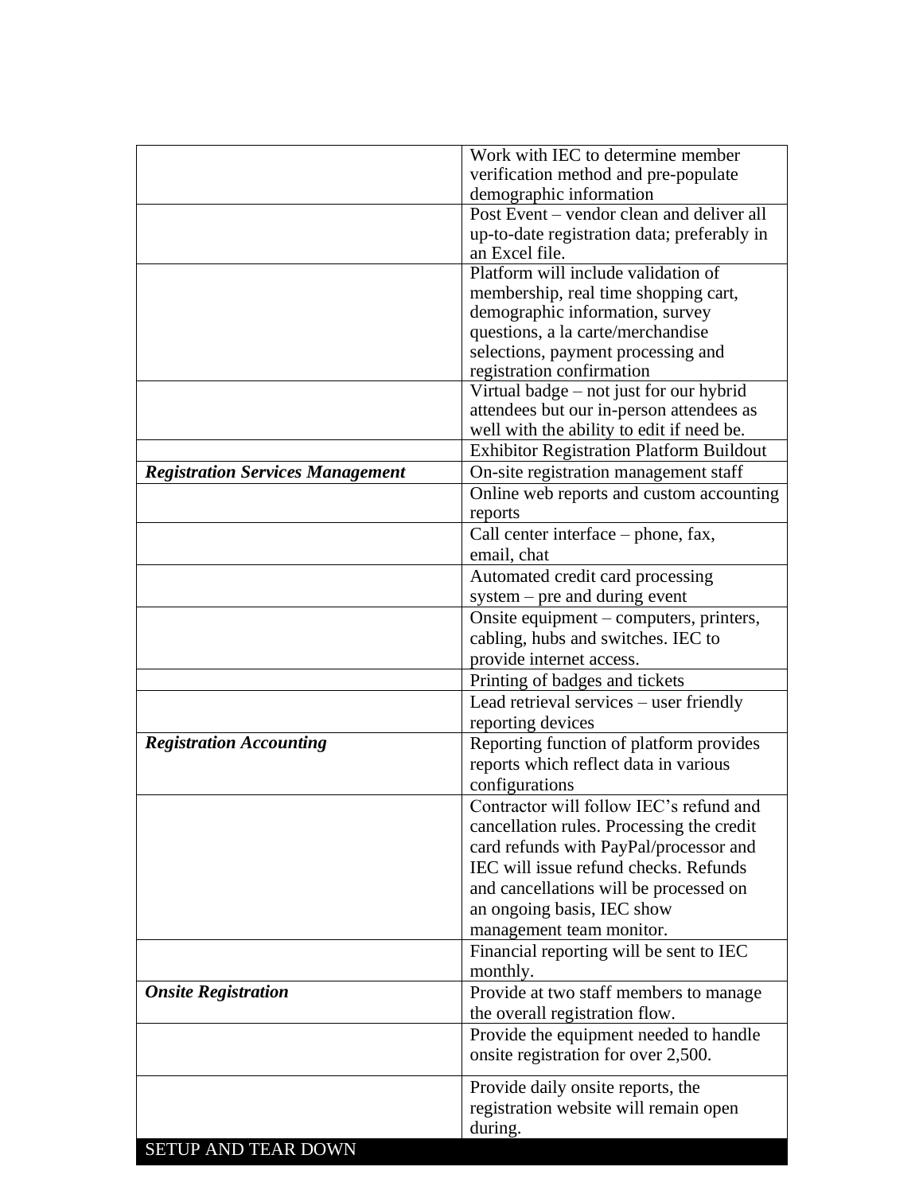| | |
|---|---|
| | Work with IEC to determine member verification method and pre-populate demographic information |
| | Post Event – vendor clean and deliver all up-to-date registration data; preferably in an Excel file. |
| | Platform will include validation of membership, real time shopping cart, demographic information, survey questions, a la carte/merchandise selections, payment processing and registration confirmation |
| | Virtual badge – not just for our hybrid attendees but our in-person attendees as well with the ability to edit if need be. |
| | Exhibitor Registration Platform Buildout |
| ***Registration Services Management*** | On-site registration management staff |
| | Online web reports and custom accounting reports |
| | Call center interface – phone, fax, email, chat |
| | Automated credit card processing system – pre and during event |
| | Onsite equipment – computers, printers, cabling, hubs and switches. IEC to provide internet access. |
| | Printing of badges and tickets |
| | Lead retrieval services – user friendly reporting devices |
| ***Registration Accounting*** | Reporting function of platform provides reports which reflect data in various configurations |
| | Contractor will follow IEC's refund and cancellation rules. Processing the credit card refunds with PayPal/processor and IEC will issue refund checks. Refunds and cancellations will be processed on an ongoing basis, IEC show management team monitor. |
| | Financial reporting will be sent to IEC monthly. |
| ***Onsite Registration*** | Provide at two staff members to manage the overall registration flow. |
| | Provide the equipment needed to handle onsite registration for over 2,500. |
| | Provide daily onsite reports, the registration website will remain open during. |
| SETUP AND TEAR DOWN | |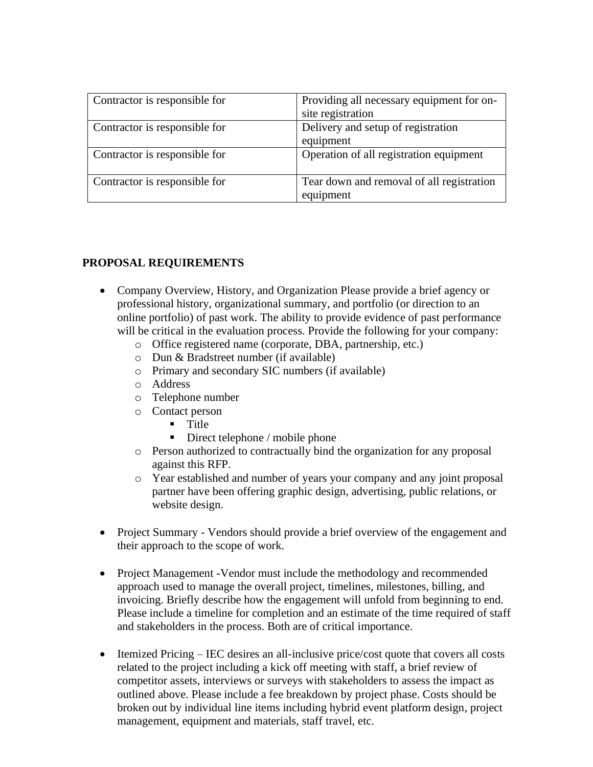| | |
|---|---|
| Contractor is responsible for | Providing all necessary equipment for on-site registration |
| Contractor is responsible for | Delivery and setup of registration equipment |
| Contractor is responsible for | Operation of all registration equipment |
| Contractor is responsible for | Tear down and removal of all registration equipment |

**PROPOSAL REQUIREMENTS**

- Company Overview, History, and Organization Please provide a brief agency or professional history, organizational summary, and portfolio (or direction to an online portfolio) of past work. The ability to provide evidence of past performance will be critical in the evaluation process. Provide the following for your company:
  - Office registered name (corporate, DBA, partnership, etc.)
  - Dun & Bradstreet number (if available)
  - Primary and secondary SIC numbers (if available)
  - Address
  - Telephone number
  - Contact person
    - Title
    - Direct telephone / mobile phone
  - Person authorized to contractually bind the organization for any proposal against this RFP.
  - Year established and number of years your company and any joint proposal partner have been offering graphic design, advertising, public relations, or website design.

- Project Summary - Vendors should provide a brief overview of the engagement and their approach to the scope of work.

- Project Management -Vendor must include the methodology and recommended approach used to manage the overall project, timelines, milestones, billing, and invoicing. Briefly describe how the engagement will unfold from beginning to end. Please include a timeline for completion and an estimate of the time required of staff and stakeholders in the process. Both are of critical importance.

- Itemized Pricing – IEC desires an all-inclusive price/cost quote that covers all costs related to the project including a kick off meeting with staff, a brief review of competitor assets, interviews or surveys with stakeholders to assess the impact as outlined above. Please include a fee breakdown by project phase. Costs should be broken out by individual line items including hybrid event platform design, project management, equipment and materials, staff travel, etc.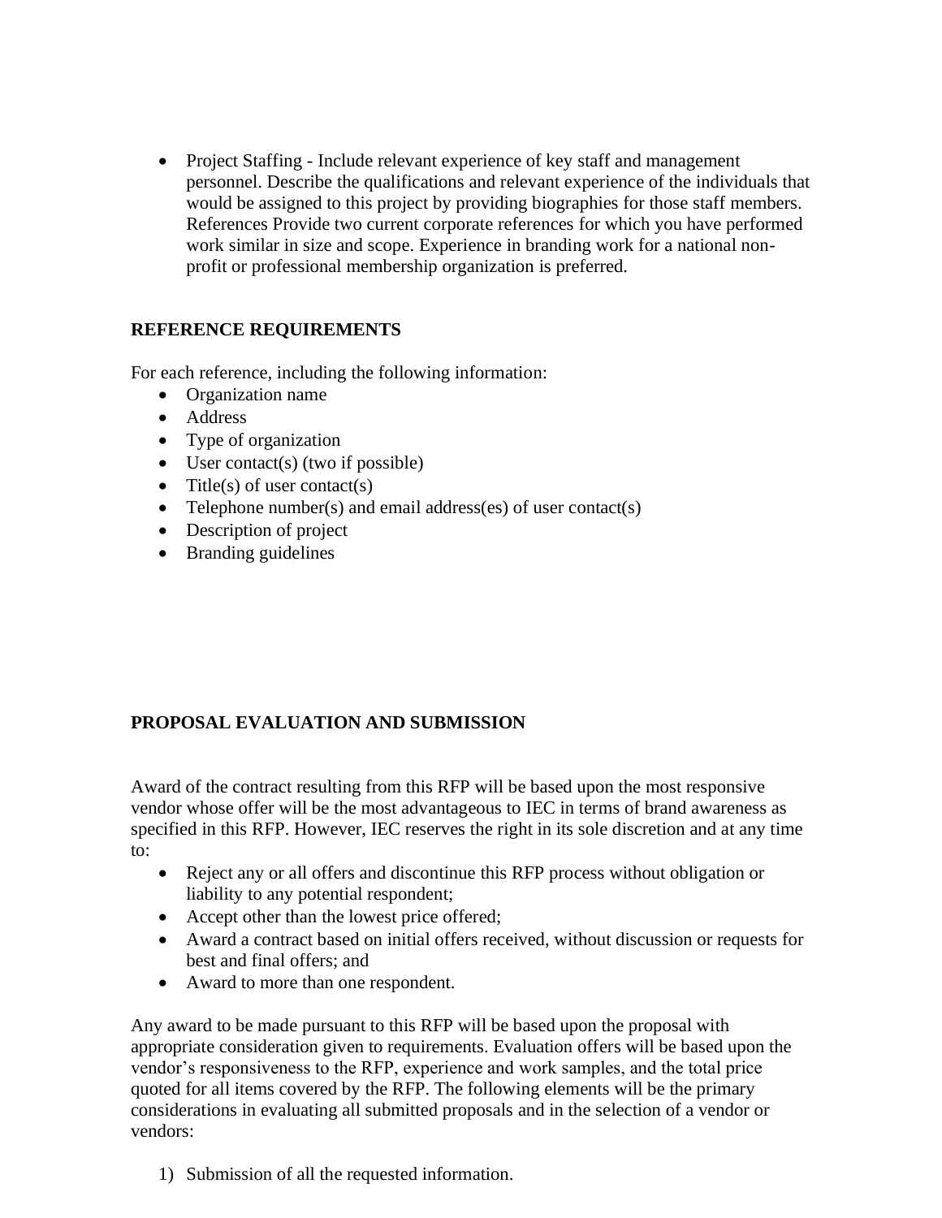- Project Staffing - Include relevant experience of key staff and management personnel. Describe the qualifications and relevant experience of the individuals that would be assigned to this project by providing biographies for those staff members. References Provide two current corporate references for which you have performed work similar in size and scope. Experience in branding work for a national non-profit or professional membership organization is preferred.

**REFERENCE REQUIREMENTS**

For each reference, including the following information:

- Organization name
- Address
- Type of organization
- User contact(s) (two if possible)
- Title(s) of user contact(s)
- Telephone number(s) and email address(es) of user contact(s)
- Description of project
- Branding guidelines

**PROPOSAL EVALUATION AND SUBMISSION**

Award of the contract resulting from this RFP will be based upon the most responsive vendor whose offer will be the most advantageous to IEC in terms of brand awareness as specified in this RFP. However, IEC reserves the right in its sole discretion and at any time to:

- Reject any or all offers and discontinue this RFP process without obligation or liability to any potential respondent;
- Accept other than the lowest price offered;
- Award a contract based on initial offers received, without discussion or requests for best and final offers; and
- Award to more than one respondent.

Any award to be made pursuant to this RFP will be based upon the proposal with appropriate consideration given to requirements. Evaluation offers will be based upon the vendor's responsiveness to the RFP, experience and work samples, and the total price quoted for all items covered by the RFP. The following elements will be the primary considerations in evaluating all submitted proposals and in the selection of a vendor or vendors:

1) Submission of all the requested information.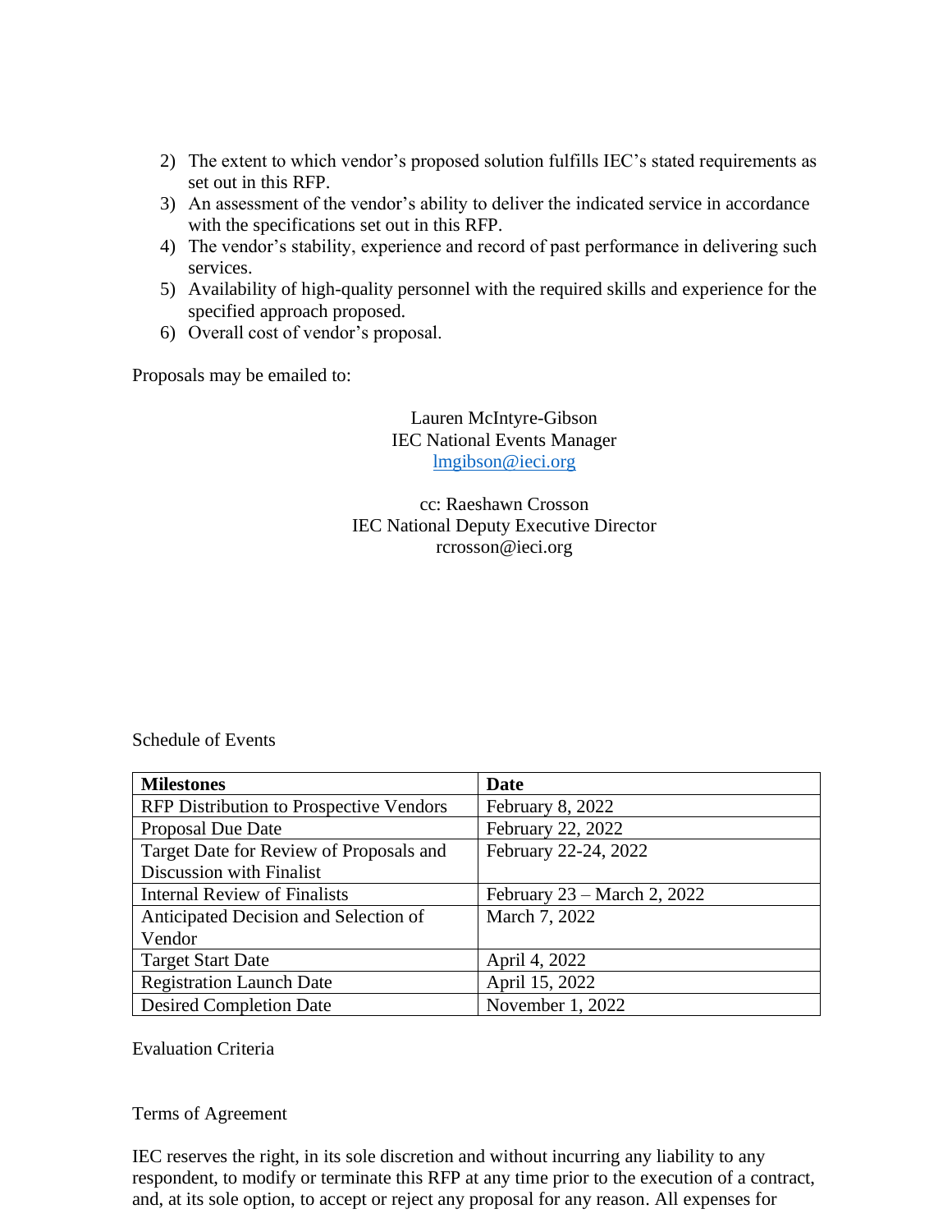2) The extent to which vendor's proposed solution fulfills IEC's stated requirements as set out in this RFP.
3) An assessment of the vendor's ability to deliver the indicated service in accordance with the specifications set out in this RFP.
4) The vendor's stability, experience and record of past performance in delivering such services.
5) Availability of high-quality personnel with the required skills and experience for the specified approach proposed.
6) Overall cost of vendor's proposal.

Proposals may be emailed to:

Lauren McIntyre-Gibson
IEC National Events Manager
lmgibson@ieci.org

cc: Raeshawn Crosson
IEC National Deputy Executive Director
rcrosson@ieci.org

Schedule of Events

| **Milestones** | **Date** |
|---|---|
| RFP Distribution to Prospective Vendors | February 8, 2022 |
| Proposal Due Date | February 22, 2022 |
| Target Date for Review of Proposals and Discussion with Finalist | February 22-24, 2022 |
| Internal Review of Finalists | February 23 – March 2, 2022 |
| Anticipated Decision and Selection of Vendor | March 7, 2022 |
| Target Start Date | April 4, 2022 |
| Registration Launch Date | April 15, 2022 |
| Desired Completion Date | November 1, 2022 |

Evaluation Criteria

Terms of Agreement

IEC reserves the right, in its sole discretion and without incurring any liability to any respondent, to modify or terminate this RFP at any time prior to the execution of a contract, and, at its sole option, to accept or reject any proposal for any reason. All expenses for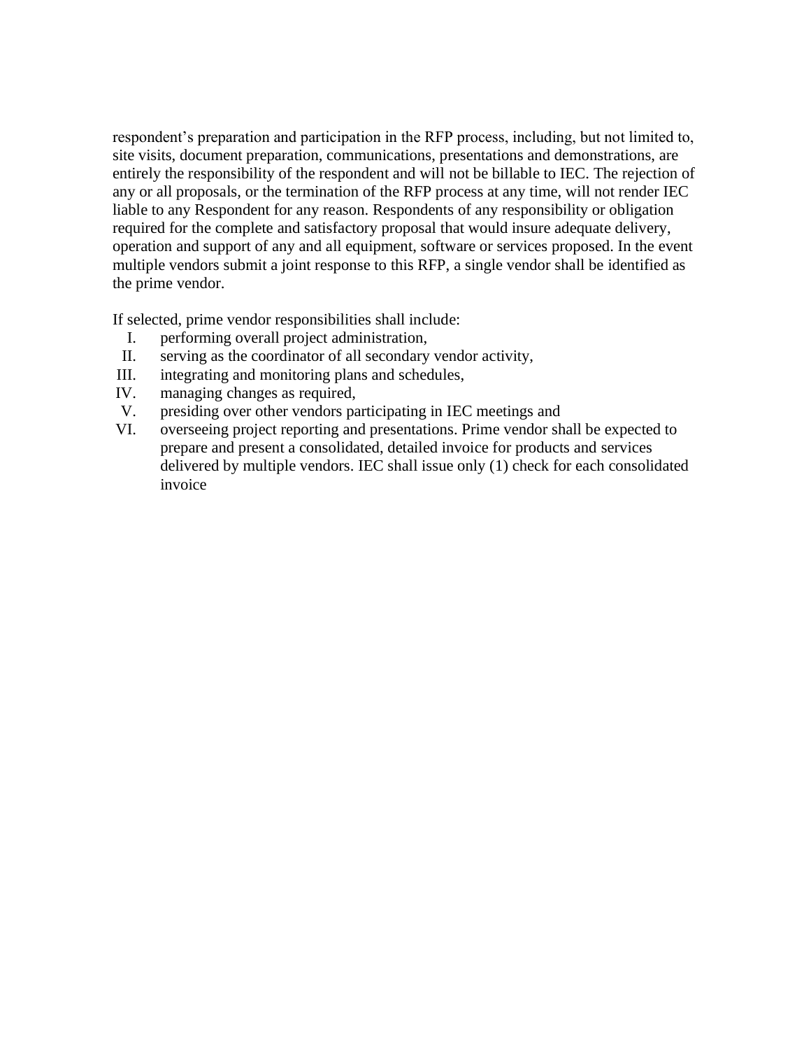respondent's preparation and participation in the RFP process, including, but not limited to, site visits, document preparation, communications, presentations and demonstrations, are entirely the responsibility of the respondent and will not be billable to IEC. The rejection of any or all proposals, or the termination of the RFP process at any time, will not render IEC liable to any Respondent for any reason. Respondents of any responsibility or obligation required for the complete and satisfactory proposal that would insure adequate delivery, operation and support of any and all equipment, software or services proposed. In the event multiple vendors submit a joint response to this RFP, a single vendor shall be identified as the prime vendor.

If selected, prime vendor responsibilities shall include:

I. performing overall project administration,
II. serving as the coordinator of all secondary vendor activity,
III. integrating and monitoring plans and schedules,
IV. managing changes as required,
V. presiding over other vendors participating in IEC meetings and
VI. overseeing project reporting and presentations. Prime vendor shall be expected to prepare and present a consolidated, detailed invoice for products and services delivered by multiple vendors. IEC shall issue only (1) check for each consolidated invoice